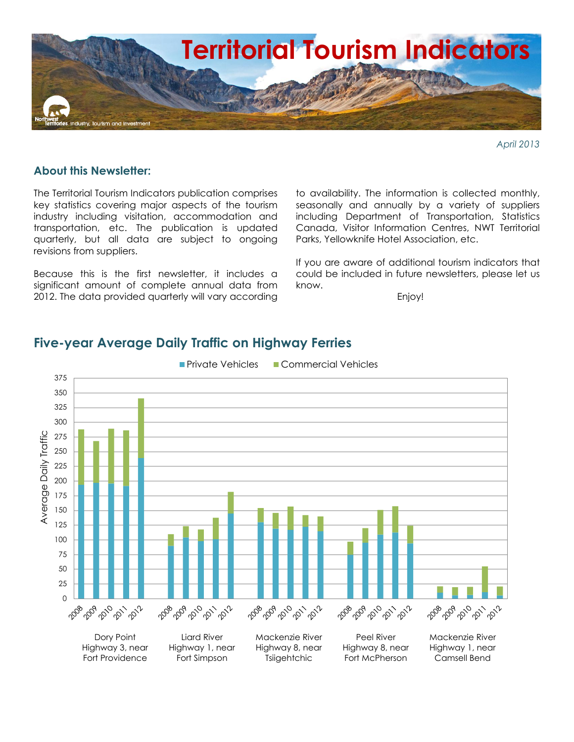# Territorial Tourism Indicators

Northwest Territories Industry, Tourism and Investment

*April 2013*

## About this Newsletter:

The Territorial Tourism Indicators publication comprises key statistics covering major aspects of the tourism industry including visitation, accommodation and transportation, etc. The publication is updated quarterly, but all data are subject to ongoing revisions from suppliers.

Because this is the first newsletter, it includes a significant amount of complete annual data from 2012. The data provided quarterly will vary according to availability. The information is collected monthly, seasonally and annually by a variety of suppliers including Department of Transportation, Statistics Canada, Visitor Information Centres, NWT Territorial Parks, Yellowknife Hotel Association, etc.

If you are aware of additional tourism indicators that could be included in future newsletters, please let us know.

Enjoy!

## Five-year Average Daily Traffic on Highway Ferries

Legend: Private Vehicles, Commercial Vehicles

Y-axis: Average Daily Traffic (0–375)

X-axis groups (2008–2012 each):
- Dory Point Highway 3, near Fort Providence
- Liard River Highway 1, near Fort Simpson
- Mackenzie River Highway 8, near Tsiigehtchic
- Peel River Highway 8, near Fort McPherson
- Mackenzie River Highway 1, near Camsell Bend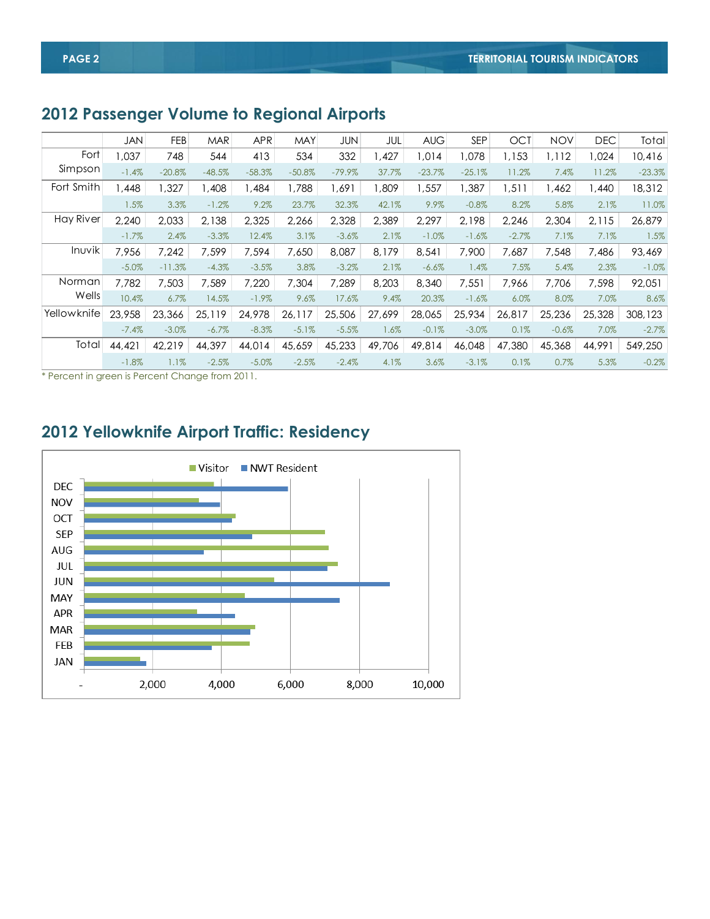## 2012 Passenger Volume to Regional Airports

| | JAN | FEB | MAR | APR | MAY | JUN | JUL | AUG | SEP | OCT | NOV | DEC | Total |
|---|---|---|---|---|---|---|---|---|---|---|---|---|---|
| Fort Simpson | 1,037 | 748 | 544 | 413 | 534 | 332 | 1,427 | 1,014 | 1,078 | 1,153 | 1,112 | 1,024 | 10,416 |
| | -1.4% | -20.8% | -48.5% | -58.3% | -50.8% | -79.9% | 37.7% | -23.7% | -25.1% | 11.2% | 7.4% | 11.2% | -23.3% |
| Fort Smith | 1,448 | 1,327 | 1,408 | 1,484 | 1,788 | 1,691 | 1,809 | 1,557 | 1,387 | 1,511 | 1,462 | 1,440 | 18,312 |
| | 1.5% | 3.3% | -1.2% | 9.2% | 23.7% | 32.3% | 42.1% | 9.9% | -0.8% | 8.2% | 5.8% | 2.1% | 11.0% |
| Hay River | 2,240 | 2,033 | 2,138 | 2,325 | 2,266 | 2,328 | 2,389 | 2,297 | 2,198 | 2,246 | 2,304 | 2,115 | 26,879 |
| | -1.7% | 2.4% | -3.3% | 12.4% | 3.1% | -3.6% | 2.1% | -1.0% | -1.6% | -2.7% | 7.1% | 7.1% | 1.5% |
| Inuvik | 7,956 | 7,242 | 7,599 | 7,594 | 7,650 | 8,087 | 8,179 | 8,541 | 7,900 | 7,687 | 7,548 | 7,486 | 93,469 |
| | -5.0% | -11.3% | -4.3% | -3.5% | 3.8% | -3.2% | 2.1% | -6.6% | 1.4% | 7.5% | 5.4% | 2.3% | -1.0% |
| Norman Wells | 7,782 | 7,503 | 7,589 | 7,220 | 7,304 | 7,289 | 8,203 | 8,340 | 7,551 | 7,966 | 7,706 | 7,598 | 92,051 |
| | 10.4% | 6.7% | 14.5% | -1.9% | 9.6% | 17.6% | 9.4% | 20.3% | -1.6% | 6.0% | 8.0% | 7.0% | 8.6% |
| Yellowknife | 23,958 | 23,366 | 25,119 | 24,978 | 26,117 | 25,506 | 27,699 | 28,065 | 25,934 | 26,817 | 25,236 | 25,328 | 308,123 |
| | -7.4% | -3.0% | -6.7% | -8.3% | -5.1% | -5.5% | 1.6% | -0.1% | -3.0% | 0.1% | -0.6% | 7.0% | -2.7% |
| Total | 44,421 | 42,219 | 44,397 | 44,014 | 45,659 | 45,233 | 49,706 | 49,814 | 46,048 | 47,380 | 45,368 | 44,991 | 549,250 |
| | -1.8% | 1.1% | -2.5% | -5.0% | -2.5% | -2.4% | 4.1% | 3.6% | -3.1% | 0.1% | 0.7% | 5.3% | -0.2% |

* Percent in green is Percent Change from 2011.

## 2012 Yellowknife Airport Traffic: Residency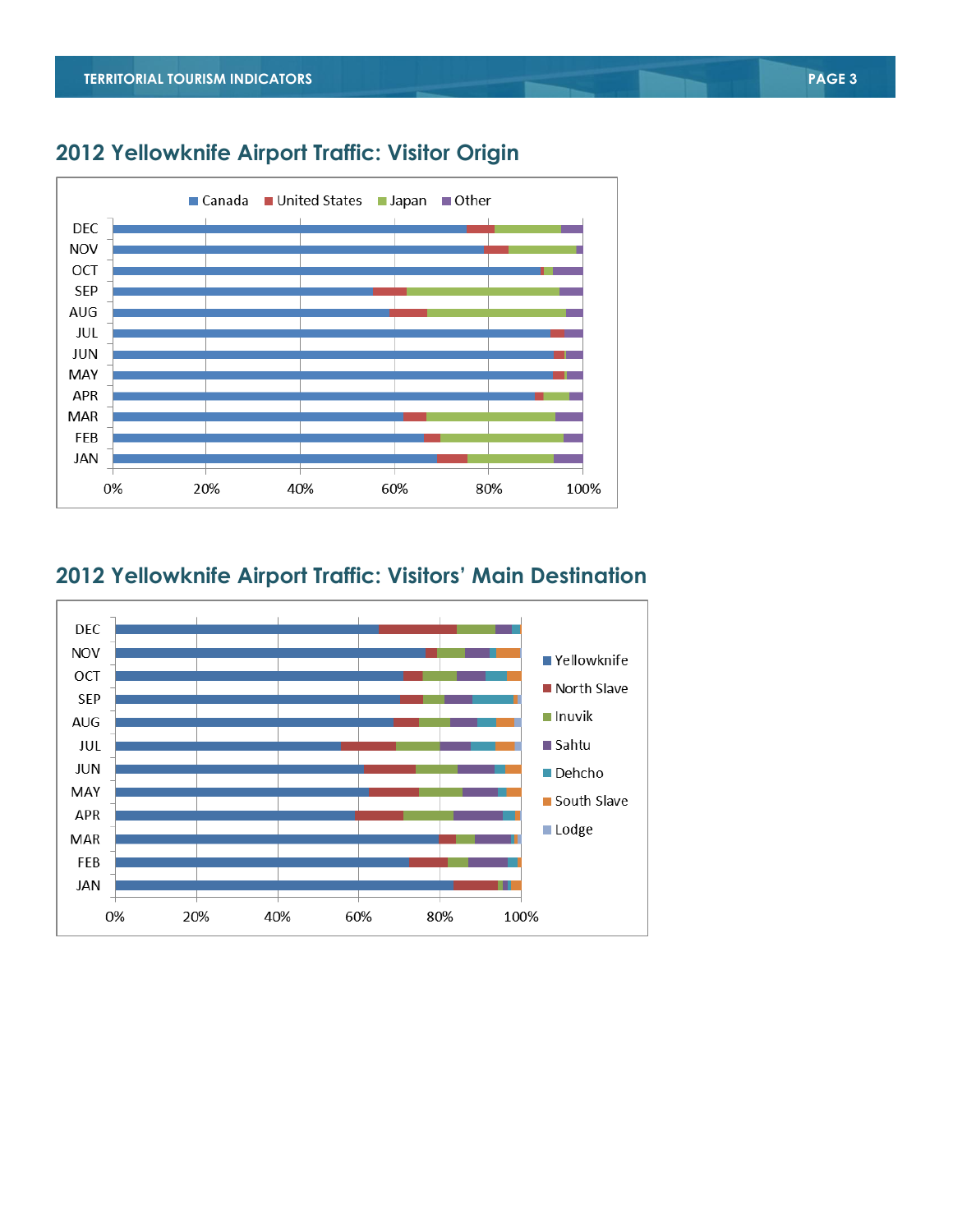## 2012 Yellowknife Airport Traffic: Visitor Origin

Canada | United States | Japan | Other

DEC, NOV, OCT, SEP, AUG, JUL, JUN, MAY, APR, MAR, FEB, JAN

0% 20% 40% 60% 80% 100%

## 2012 Yellowknife Airport Traffic: Visitors' Main Destination

Yellowknife | North Slave | Inuvik | Sahtu | Dehcho | South Slave | Lodge

DEC, NOV, OCT, SEP, AUG, JUL, JUN, MAY, APR, MAR, FEB, JAN

0% 20% 40% 60% 80% 100%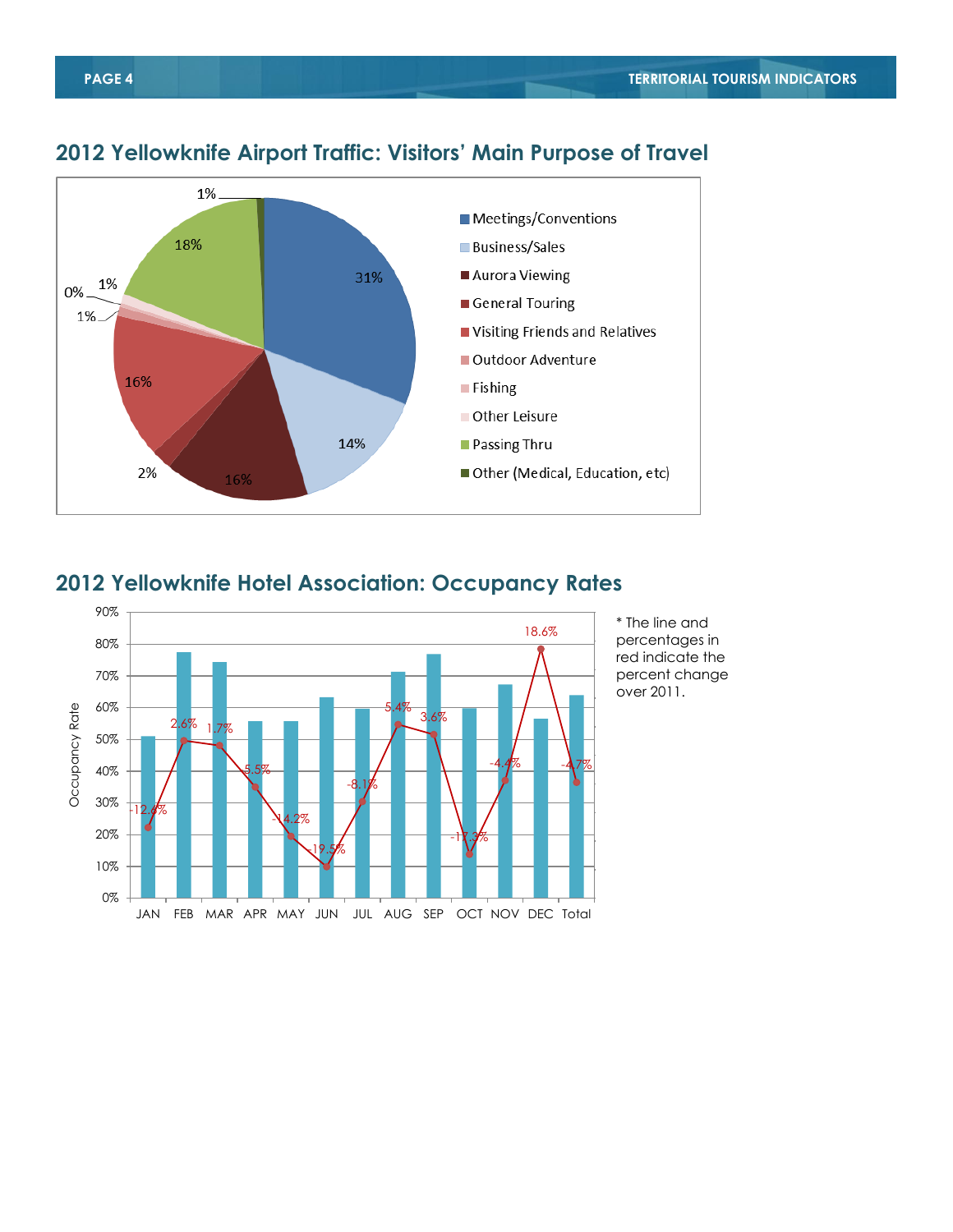## 2012 Yellowknife Airport Traffic: Visitors' Main Purpose of Travel

| Purpose of Travel | Share |
|---|---|
| Meetings/Conventions | 31% |
| Business/Sales | 14% |
| Aurora Viewing | 16% |
| General Touring | 2% |
| Visiting Friends and Relatives | 16% |
| Outdoor Adventure | 1% |
| Fishing | 0% |
| Other Leisure | 1% |
| Passing Thru | 18% |
| Other (Medical, Education, etc) | 1% |

## 2012 Yellowknife Hotel Association: Occupancy Rates

| Month | Percent change over 2011 |
|---|---|
| JAN | -12.6% |
| FEB | 2.6% |
| MAR | 1.7% |
| APR | -5.5% |
| MAY | -14.2% |
| JUN | -19.5% |
| JUL | -8.1% |
| AUG | 5.4% |
| SEP | 3.6% |
| OCT | -17.3% |
| NOV | -4.4% |
| DEC | 18.6% |
| Total | -4.7% |

\* The line and percentages in red indicate the percent change over 2011.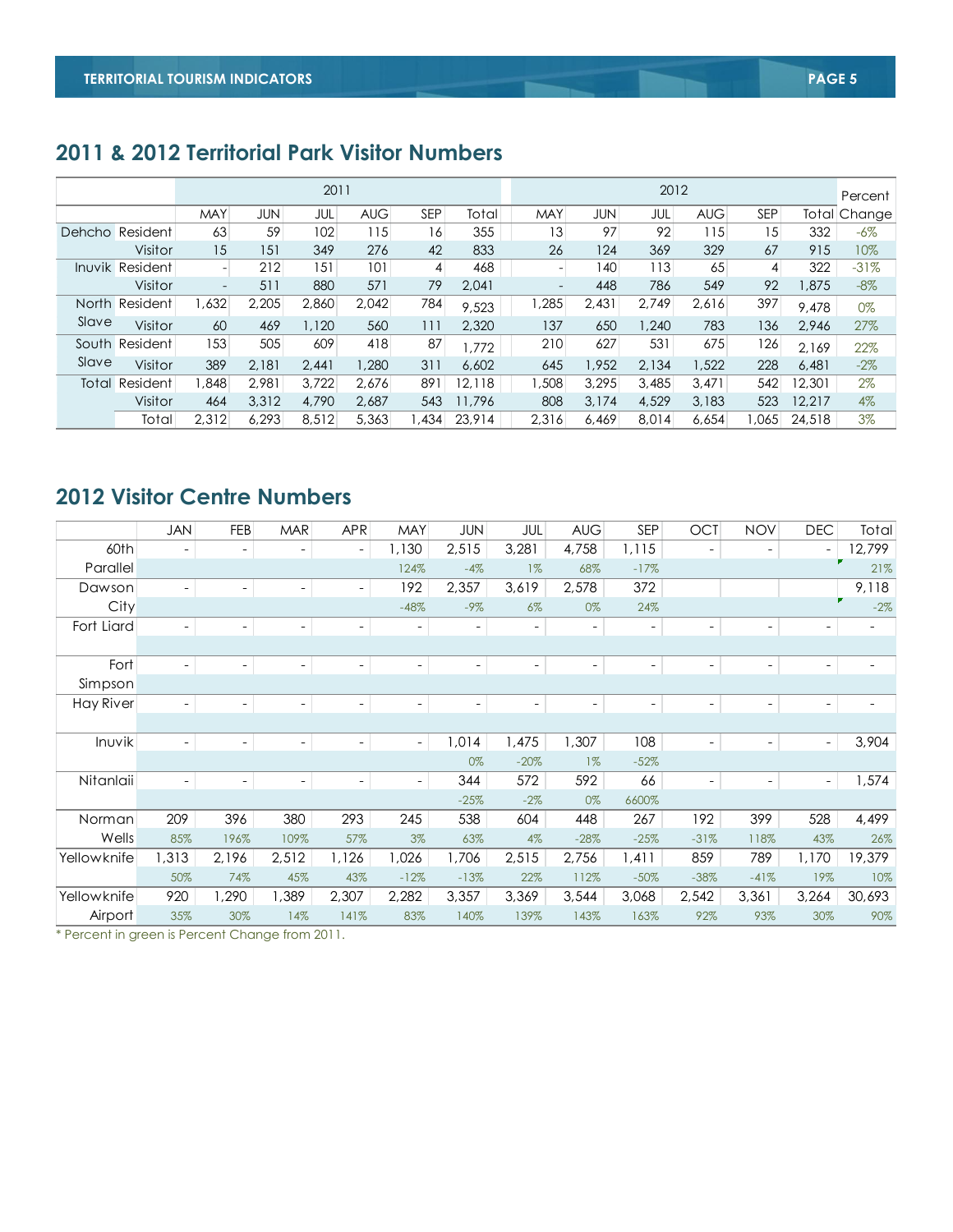## 2011 & 2012 Territorial Park Visitor Numbers

| | | 2011 | | | | | | 2012 | | | | | | Percent |
|---|---|---|---|---|---|---|---|---|---|---|---|---|---|---|
| | | MAY | JUN | JUL | AUG | SEP | Total | MAY | JUN | JUL | AUG | SEP | Total | Change |
| Dehcho | Resident | 63 | 59 | 102 | 115 | 16 | 355 | 13 | 97 | 92 | 115 | 15 | 332 | -6% |
| | Visitor | 15 | 151 | 349 | 276 | 42 | 833 | 26 | 124 | 369 | 329 | 67 | 915 | 10% |
| Inuvik | Resident | - | 212 | 151 | 101 | 4 | 468 | - | 140 | 113 | 65 | 4 | 322 | -31% |
| | Visitor | - | 511 | 880 | 571 | 79 | 2,041 | - | 448 | 786 | 549 | 92 | 1,875 | -8% |
| North Slave | Resident | 1,632 | 2,205 | 2,860 | 2,042 | 784 | 9,523 | 1,285 | 2,431 | 2,749 | 2,616 | 397 | 9,478 | 0% |
| | Visitor | 60 | 469 | 1,120 | 560 | 111 | 2,320 | 137 | 650 | 1,240 | 783 | 136 | 2,946 | 27% |
| South Slave | Resident | 153 | 505 | 609 | 418 | 87 | 1,772 | 210 | 627 | 531 | 675 | 126 | 2,169 | 22% |
| | Visitor | 389 | 2,181 | 2,441 | 1,280 | 311 | 6,602 | 645 | 1,952 | 2,134 | 1,522 | 228 | 6,481 | -2% |
| Total | Resident | 1,848 | 2,981 | 3,722 | 2,676 | 891 | 12,118 | 1,508 | 3,295 | 3,485 | 3,471 | 542 | 12,301 | 2% |
| | Visitor | 464 | 3,312 | 4,790 | 2,687 | 543 | 11,796 | 808 | 3,174 | 4,529 | 3,183 | 523 | 12,217 | 4% |
| | Total | 2,312 | 6,293 | 8,512 | 5,363 | 1,434 | 23,914 | 2,316 | 6,469 | 8,014 | 6,654 | 1,065 | 24,518 | 3% |

## 2012 Visitor Centre Numbers

| | JAN | FEB | MAR | APR | MAY | JUN | JUL | AUG | SEP | OCT | NOV | DEC | Total |
|---|---|---|---|---|---|---|---|---|---|---|---|---|---|
| 60th Parallel | - | - | - | - | 1,130 | 2,515 | 3,281 | 4,758 | 1,115 | - | - | - | 12,799 |
| | | | | | 124% | -4% | 1% | 68% | -17% | | | | 21% |
| Dawson City | - | - | - | - | 192 | 2,357 | 3,619 | 2,578 | 372 | | | | 9,118 |
| | | | | | -48% | -9% | 6% | 0% | 24% | | | | -2% |
| Fort Liard | - | - | - | - | - | - | - | - | - | - | - | - | - |
| | | | | | | | | | | | | | |
| Fort Simpson | - | - | - | - | - | - | - | - | - | - | - | - | - |
| | | | | | | | | | | | | | |
| Hay River | - | - | - | - | - | - | - | - | - | - | - | - | - |
| | | | | | | | | | | | | | |
| Inuvik | - | - | - | - | - | 1,014 | 1,475 | 1,307 | 108 | - | - | - | 3,904 |
| | | | | | | 0% | -20% | 1% | -52% | | | | |
| Nitanlaii | - | - | - | - | - | 344 | 572 | 592 | 66 | - | - | - | 1,574 |
| | | | | | | -25% | -2% | 0% | 6600% | | | | |
| Norman Wells | 209 | 396 | 380 | 293 | 245 | 538 | 604 | 448 | 267 | 192 | 399 | 528 | 4,499 |
| | 85% | 196% | 109% | 57% | 3% | 63% | 4% | -28% | -25% | -31% | 118% | 43% | 26% |
| Yellowknife | 1,313 | 2,196 | 2,512 | 1,126 | 1,026 | 1,706 | 2,515 | 2,756 | 1,411 | 859 | 789 | 1,170 | 19,379 |
| | 50% | 74% | 45% | 43% | -12% | -13% | 22% | 112% | -50% | -38% | -41% | 19% | 10% |
| Yellowknife Airport | 920 | 1,290 | 1,389 | 2,307 | 2,282 | 3,357 | 3,369 | 3,544 | 3,068 | 2,542 | 3,361 | 3,264 | 30,693 |
| | 35% | 30% | 14% | 141% | 83% | 140% | 139% | 143% | 163% | 92% | 93% | 30% | 90% |

* Percent in green is Percent Change from 2011.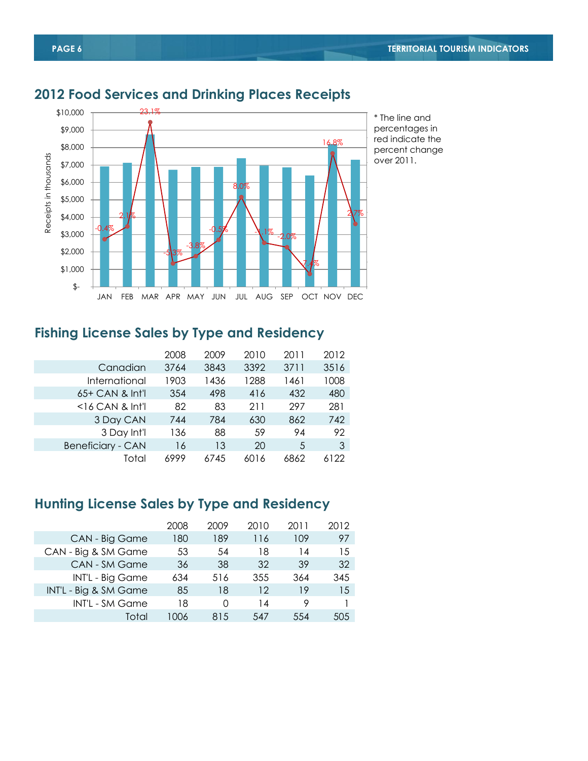## 2012 Food Services and Drinking Places Receipts

\* The line and percentages in red indicate the percent change over 2011.

## Fishing License Sales by Type and Residency

| | 2008 | 2009 | 2010 | 2011 | 2012 |
|---|---|---|---|---|---|
| Canadian | 3764 | 3843 | 3392 | 3711 | 3516 |
| International | 1903 | 1436 | 1288 | 1461 | 1008 |
| 65+ CAN & Int'l | 354 | 498 | 416 | 432 | 480 |
| <16 CAN & Int'l | 82 | 83 | 211 | 297 | 281 |
| 3 Day CAN | 744 | 784 | 630 | 862 | 742 |
| 3 Day Int'l | 136 | 88 | 59 | 94 | 92 |
| Beneficiary - CAN | 16 | 13 | 20 | 5 | 3 |
| Total | 6999 | 6745 | 6016 | 6862 | 6122 |

## Hunting License Sales by Type and Residency

| | 2008 | 2009 | 2010 | 2011 | 2012 |
|---|---|---|---|---|---|
| CAN - Big Game | 180 | 189 | 116 | 109 | 97 |
| CAN - Big & SM Game | 53 | 54 | 18 | 14 | 15 |
| CAN - SM Game | 36 | 38 | 32 | 39 | 32 |
| INT'L - Big Game | 634 | 516 | 355 | 364 | 345 |
| INT'L - Big & SM Game | 85 | 18 | 12 | 19 | 15 |
| INT'L - SM Game | 18 | 0 | 14 | 9 | 1 |
| Total | 1006 | 815 | 547 | 554 | 505 |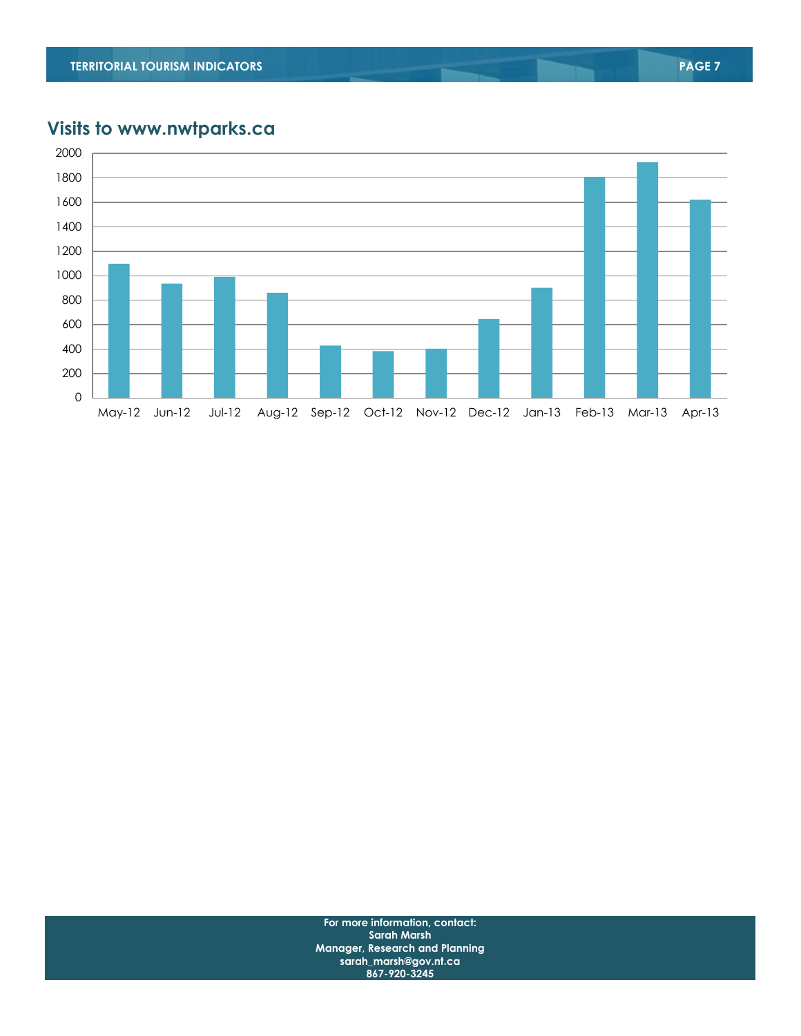## Visits to www.nwtparks.ca

2000
1800
1600
1400
1200
1000
800
600
400
200
0

May-12 Jun-12 Jul-12 Aug-12 Sep-12 Oct-12 Nov-12 Dec-12 Jan-13 Feb-13 Mar-13 Apr-13

**For more information, contact:**
**Sarah Marsh**
**Manager, Research and Planning**
**sarah_marsh@gov.nt.ca**
**867-920-3245**